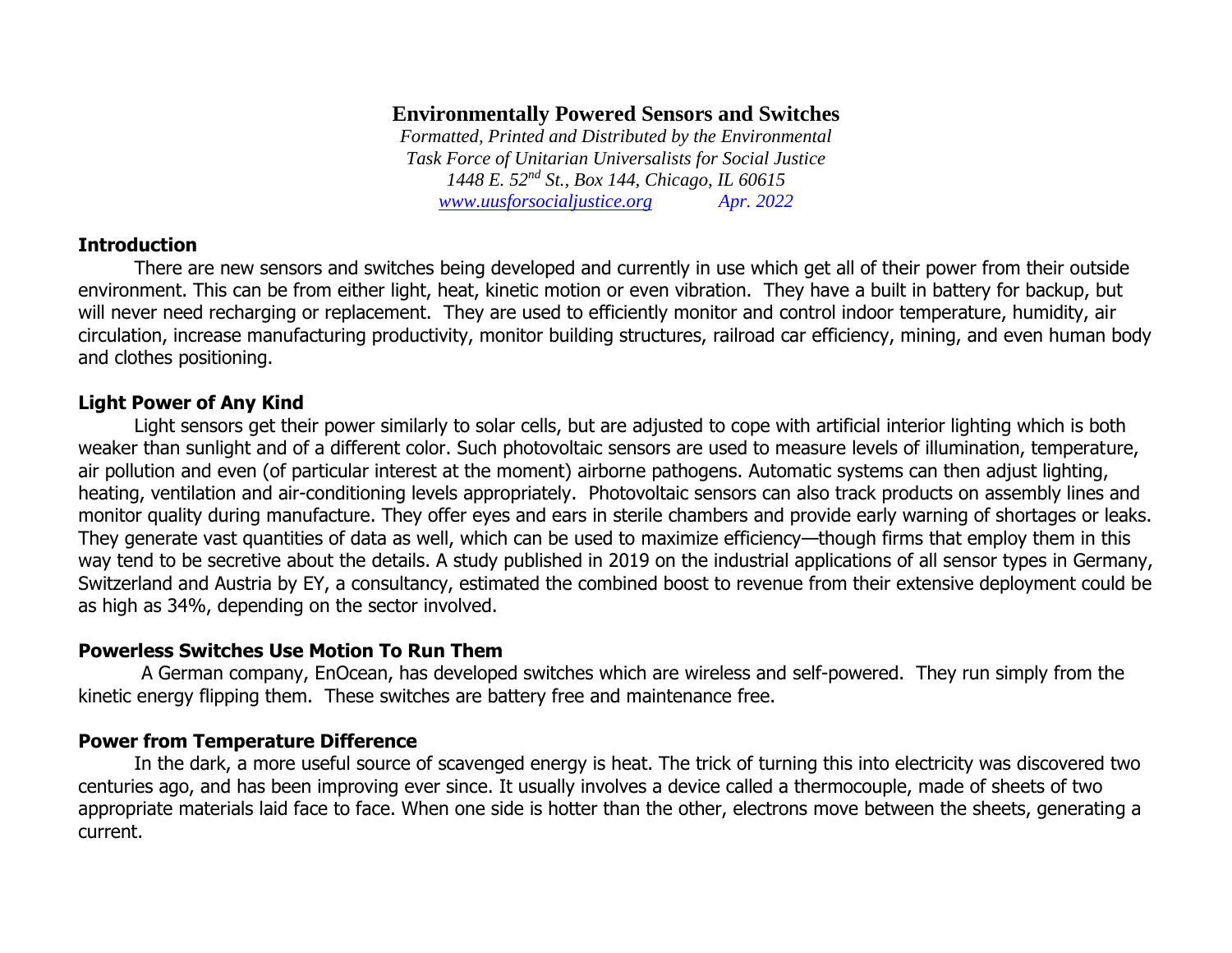# Environmentally Powered Sensors and Switches

*Formatted, Printed and Distributed by the Environmental Task Force of Unitarian Universalists for Social Justice*
*1448 E. 52nd St., Box 144, Chicago, IL 60615*
*www.uusforsocialjustice.org Apr. 2022*

## Introduction

There are new sensors and switches being developed and currently in use which get all of their power from their outside environment. This can be from either light, heat, kinetic motion or even vibration. They have a built in battery for backup, but will never need recharging or replacement. They are used to efficiently monitor and control indoor temperature, humidity, air circulation, increase manufacturing productivity, monitor building structures, railroad car efficiency, mining, and even human body and clothes positioning.

## Light Power of Any Kind

Light sensors get their power similarly to solar cells, but are adjusted to cope with artificial interior lighting which is both weaker than sunlight and of a different color. Such photovoltaic sensors are used to measure levels of illumination, temperature, air pollution and even (of particular interest at the moment) airborne pathogens. Automatic systems can then adjust lighting, heating, ventilation and air-conditioning levels appropriately. Photovoltaic sensors can also track products on assembly lines and monitor quality during manufacture. They offer eyes and ears in sterile chambers and provide early warning of shortages or leaks. They generate vast quantities of data as well, which can be used to maximize efficiency—though firms that employ them in this way tend to be secretive about the details. A study published in 2019 on the industrial applications of all sensor types in Germany, Switzerland and Austria by EY, a consultancy, estimated the combined boost to revenue from their extensive deployment could be as high as 34%, depending on the sector involved.

## Powerless Switches Use Motion To Run Them

A German company, EnOcean, has developed switches which are wireless and self-powered. They run simply from the kinetic energy flipping them. These switches are battery free and maintenance free.

## Power from Temperature Difference

In the dark, a more useful source of scavenged energy is heat. The trick of turning this into electricity was discovered two centuries ago, and has been improving ever since. It usually involves a device called a thermocouple, made of sheets of two appropriate materials laid face to face. When one side is hotter than the other, electrons move between the sheets, generating a current.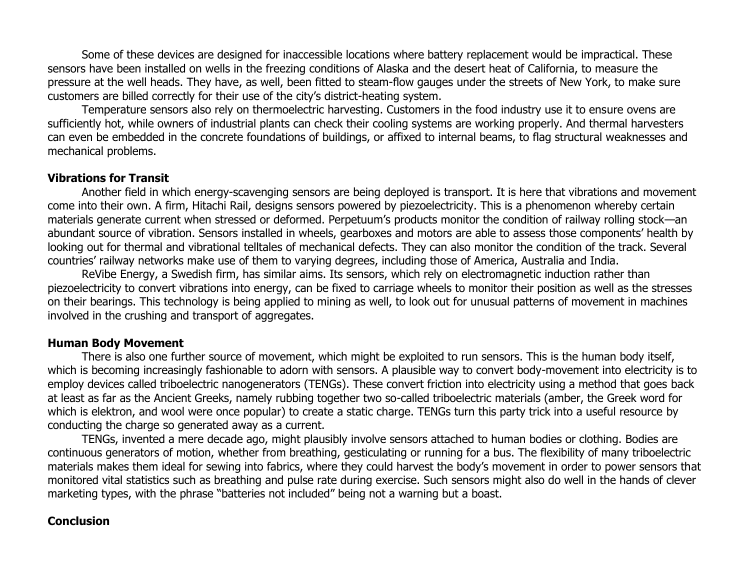Some of these devices are designed for inaccessible locations where battery replacement would be impractical. These sensors have been installed on wells in the freezing conditions of Alaska and the desert heat of California, to measure the pressure at the well heads. They have, as well, been fitted to steam-flow gauges under the streets of New York, to make sure customers are billed correctly for their use of the city's district-heating system.

Temperature sensors also rely on thermoelectric harvesting. Customers in the food industry use it to ensure ovens are sufficiently hot, while owners of industrial plants can check their cooling systems are working properly. And thermal harvesters can even be embedded in the concrete foundations of buildings, or affixed to internal beams, to flag structural weaknesses and mechanical problems.

**Vibrations for Transit**

Another field in which energy-scavenging sensors are being deployed is transport. It is here that vibrations and movement come into their own. A firm, Hitachi Rail, designs sensors powered by piezoelectricity. This is a phenomenon whereby certain materials generate current when stressed or deformed. Perpetuum's products monitor the condition of railway rolling stock—an abundant source of vibration. Sensors installed in wheels, gearboxes and motors are able to assess those components' health by looking out for thermal and vibrational telltales of mechanical defects. They can also monitor the condition of the track. Several countries' railway networks make use of them to varying degrees, including those of America, Australia and India.

ReVibe Energy, a Swedish firm, has similar aims. Its sensors, which rely on electromagnetic induction rather than piezoelectricity to convert vibrations into energy, can be fixed to carriage wheels to monitor their position as well as the stresses on their bearings. This technology is being applied to mining as well, to look out for unusual patterns of movement in machines involved in the crushing and transport of aggregates.

**Human Body Movement**

There is also one further source of movement, which might be exploited to run sensors. This is the human body itself, which is becoming increasingly fashionable to adorn with sensors. A plausible way to convert body-movement into electricity is to employ devices called triboelectric nanogenerators (TENGs). These convert friction into electricity using a method that goes back at least as far as the Ancient Greeks, namely rubbing together two so-called triboelectric materials (amber, the Greek word for which is elektron, and wool were once popular) to create a static charge. TENGs turn this party trick into a useful resource by conducting the charge so generated away as a current.

TENGs, invented a mere decade ago, might plausibly involve sensors attached to human bodies or clothing. Bodies are continuous generators of motion, whether from breathing, gesticulating or running for a bus. The flexibility of many triboelectric materials makes them ideal for sewing into fabrics, where they could harvest the body's movement in order to power sensors that monitored vital statistics such as breathing and pulse rate during exercise. Such sensors might also do well in the hands of clever marketing types, with the phrase "batteries not included" being not a warning but a boast.

**Conclusion**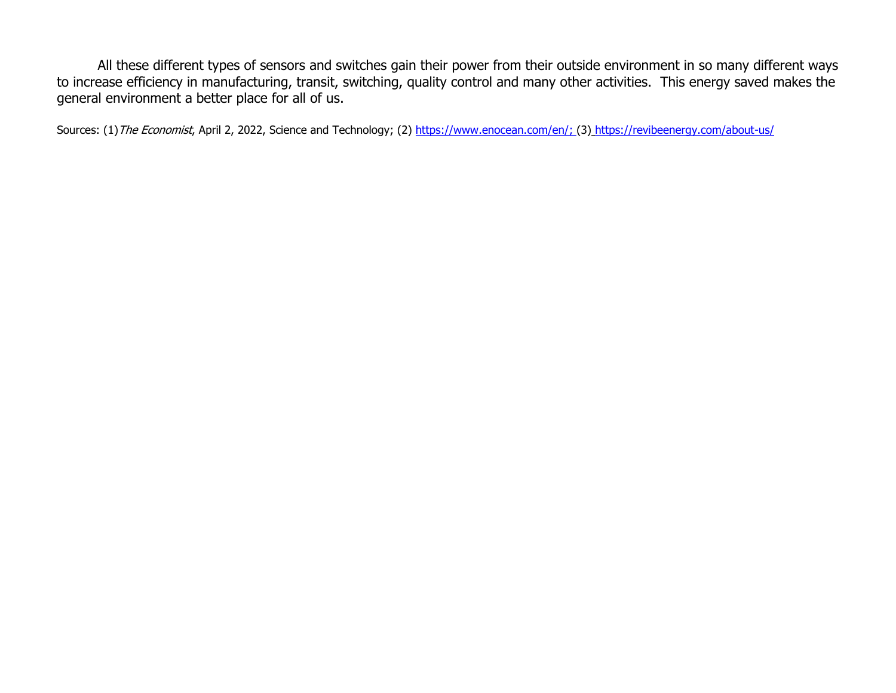All these different types of sensors and switches gain their power from their outside environment in so many different ways to increase efficiency in manufacturing, transit, switching, quality control and many other activities.  This energy saved makes the general environment a better place for all of us.

Sources: (1) *The Economist*, April 2, 2022, Science and Technology; (2) https://www.enocean.com/en/; (3) https://revibeenergy.com/about-us/